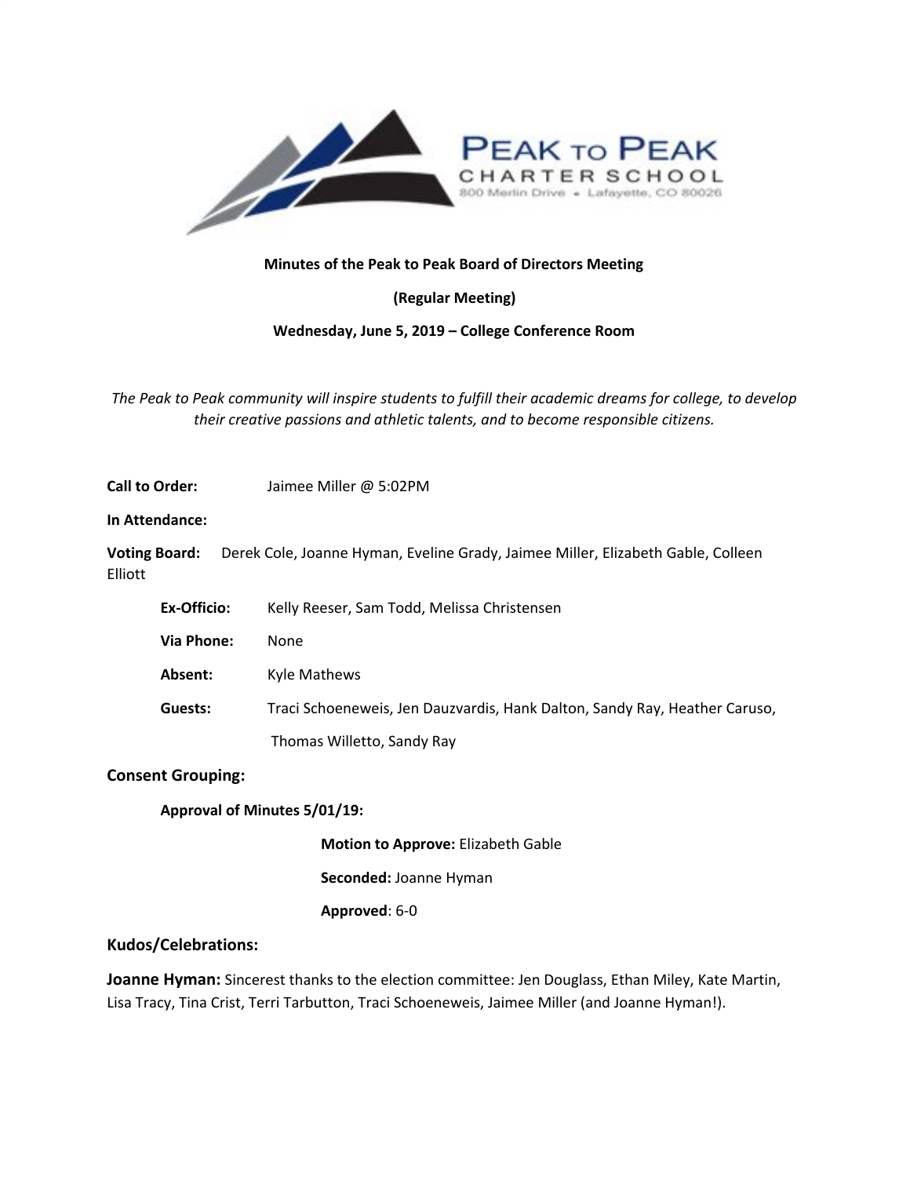**Minutes of the Peak to Peak Board of Directors Meeting**

**(Regular Meeting)**

**Wednesday, June 5, 2019 – College Conference Room**

*The Peak to Peak community will inspire students to fulfill their academic dreams for college, to develop their creative passions and athletic talents, and to become responsible citizens.*

**Call to Order:** Jaimee Miller @ 5:02PM

**In Attendance:**

**Voting Board:** Derek Cole, Joanne Hyman, Eveline Grady, Jaimee Miller, Elizabeth Gable, Colleen Elliott

**Ex-Officio:** Kelly Reeser, Sam Todd, Melissa Christensen

**Via Phone:** None

**Absent:** Kyle Mathews

**Guests:** Traci Schoeneweis, Jen Dauzvardis, Hank Dalton, Sandy Ray, Heather Caruso, Thomas Willetto, Sandy Ray

## Consent Grouping:

**Approval of Minutes 5/01/19:**

**Motion to Approve:** Elizabeth Gable

**Seconded:** Joanne Hyman

**Approved**: 6-0

## Kudos/Celebrations:

**Joanne Hyman:** Sincerest thanks to the election committee: Jen Douglass, Ethan Miley, Kate Martin, Lisa Tracy, Tina Crist, Terri Tarbutton, Traci Schoeneweis, Jaimee Miller (and Joanne Hyman!).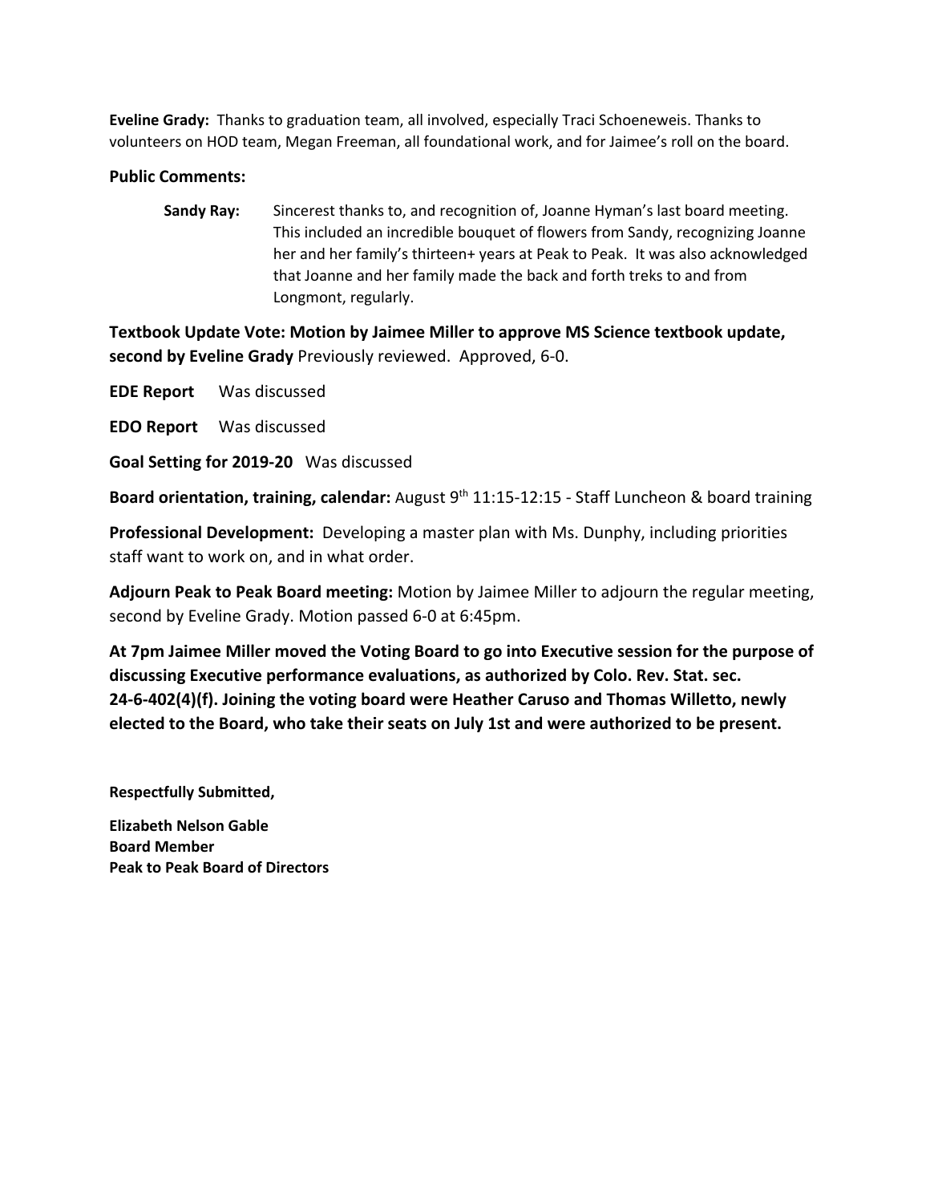**Eveline Grady:** Thanks to graduation team, all involved, especially Traci Schoeneweis. Thanks to volunteers on HOD team, Megan Freeman, all foundational work, and for Jaimee's roll on the board.

**Public Comments:**

**Sandy Ray:** Sincerest thanks to, and recognition of, Joanne Hyman's last board meeting. This included an incredible bouquet of flowers from Sandy, recognizing Joanne her and her family's thirteen+ years at Peak to Peak. It was also acknowledged that Joanne and her family made the back and forth treks to and from Longmont, regularly.

**Textbook Update Vote: Motion by Jaimee Miller to approve MS Science textbook update, second by Eveline Grady** Previously reviewed. Approved, 6-0.

**EDE Report** Was discussed

**EDO Report** Was discussed

**Goal Setting for 2019-20** Was discussed

**Board orientation, training, calendar:** August 9th 11:15-12:15 - Staff Luncheon & board training

**Professional Development:** Developing a master plan with Ms. Dunphy, including priorities staff want to work on, and in what order.

**Adjourn Peak to Peak Board meeting:** Motion by Jaimee Miller to adjourn the regular meeting, second by Eveline Grady. Motion passed 6-0 at 6:45pm.

**At 7pm Jaimee Miller moved the Voting Board to go into Executive session for the purpose of discussing Executive performance evaluations, as authorized by Colo. Rev. Stat. sec. 24-6-402(4)(f). Joining the voting board were Heather Caruso and Thomas Willetto, newly elected to the Board, who take their seats on July 1st and were authorized to be present.**

**Respectfully Submitted,**

**Elizabeth Nelson Gable**
**Board Member**
**Peak to Peak Board of Directors**